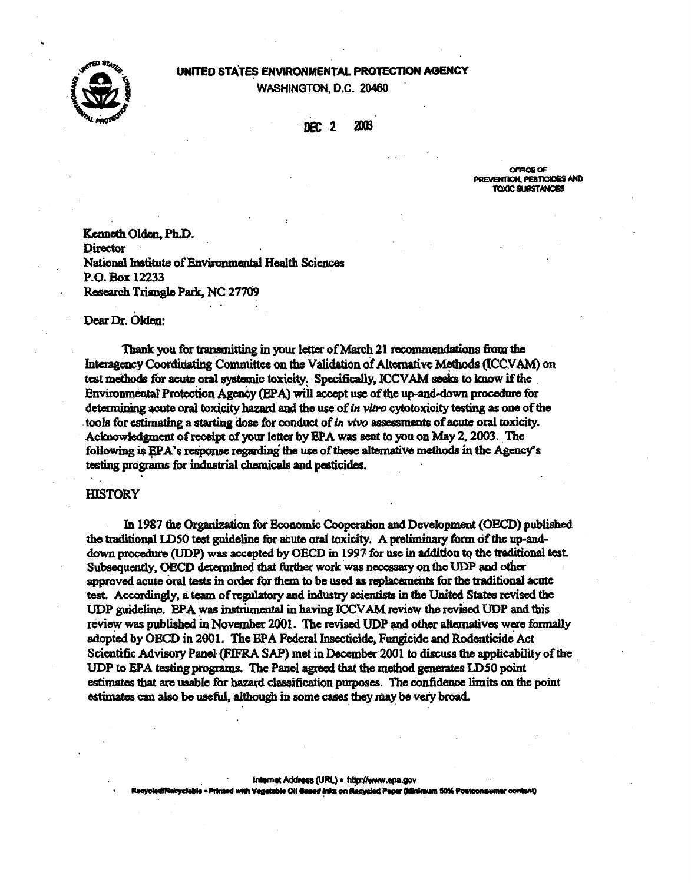# UNITED STATES ENVIRONMENTAL PROTECTION AGENCY

WASHINGTON, D.C. 20460

DEC 2 2003

OFFICE OF
PREVENTION, PESTICIDES AND
TOXIC SUBSTANCES

Kenneth Olden, Ph.D.
Director
National Institute of Environmental Health Sciences
P.O. Box 12233
Research Triangle Park, NC 27709

Dear Dr. Olden:

Thank you for transmitting in your letter of March 21 recommendations from the Interagency Coordinating Committee on the Validation of Alternative Methods (ICCVAM) on test methods for acute oral systemic toxicity. Specifically, ICCVAM seeks to know if the Environmental Protection Agency (EPA) will accept use of the up-and-down procedure for determining acute oral toxicity hazard and the use of *in vitro* cytotoxicity testing as one of the tools for estimating a starting dose for conduct of *in vivo* assessments of acute oral toxicity. Acknowledgment of receipt of your letter by EPA was sent to you on May 2, 2003. The following is EPA's response regarding the use of these alternative methods in the Agency's testing programs for industrial chemicals and pesticides.

## HISTORY

In 1987 the Organization for Economic Cooperation and Development (OECD) published the traditional LD50 test guideline for acute oral toxicity. A preliminary form of the up-and-down procedure (UDP) was accepted by OECD in 1997 for use in addition to the traditional test. Subsequently, OECD determined that further work was necessary on the UDP and other approved acute oral tests in order for them to be used as replacements for the traditional acute test. Accordingly, a team of regulatory and industry scientists in the United States revised the UDP guideline. EPA was instrumental in having ICCVAM review the revised UDP and this review was published in November 2001. The revised UDP and other alternatives were formally adopted by OECD in 2001. The EPA Federal Insecticide, Fungicide and Rodenticide Act Scientific Advisory Panel (FIFRA SAP) met in December 2001 to discuss the applicability of the UDP to EPA testing programs. The Panel agreed that the method generates LD50 point estimates that are usable for hazard classification purposes. The confidence limits on the point estimates can also be useful, although in some cases they may be very broad.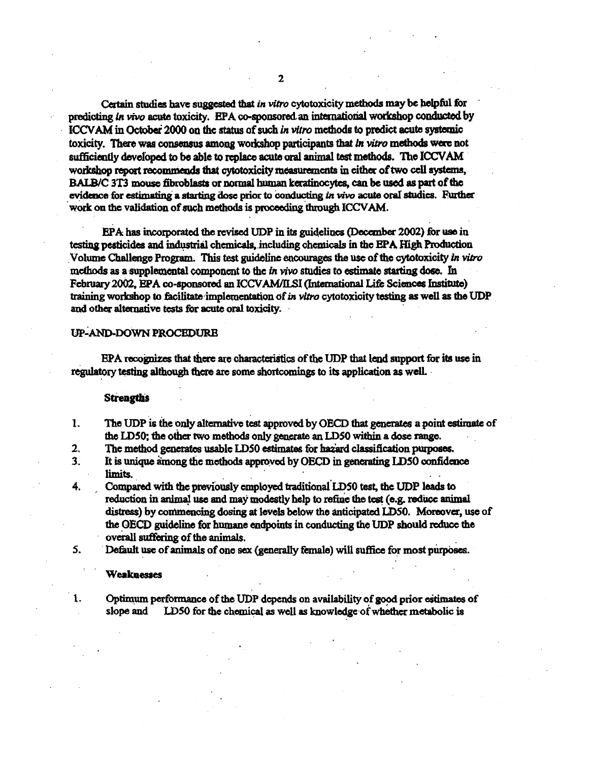Certain studies have suggested that *in vitro* cytotoxicity methods may be helpful for predicting *in vivo* acute toxicity. EPA co-sponsored an international workshop conducted by ICCVAM in October 2000 on the status of such *in vitro* methods to predict acute systemic toxicity. There was consensus among workshop participants that *in vitro* methods were not sufficiently developed to be able to replace acute oral animal test methods. The ICCVAM workshop report recommends that cytotoxicity measurements in either of two cell systems, BALB/C 3T3 mouse fibroblasts or normal human keratinocytes, can be used as part of the evidence for estimating a starting dose prior to conducting *in vivo* acute oral studies. Further work on the validation of such methods is proceeding through ICCVAM.

EPA has incorporated the revised UDP in its guidelines (December 2002) for use in testing pesticides and industrial chemicals, including chemicals in the EPA High Production Volume Challenge Program. This test guideline encourages the use of the cytotoxicity *in vitro* methods as a supplemental component to the *in vivo* studies to estimate starting dose. In February 2002, EPA co-sponsored an ICCVAM/ILSI (International Life Sciences Institute) training workshop to facilitate implementation of *in vitro* cytotoxicity testing as well as the UDP and other alternative tests for acute oral toxicity.

## UP-AND-DOWN PROCEDURE

EPA recognizes that there are characteristics of the UDP that lend support for its use in regulatory testing although there are some shortcomings to its application as well.

### Strengths

1. The UDP is the only alternative test approved by OECD that generates a point estimate of the LD50; the other two methods only generate an LD50 within a dose range.
2. The method generates usable LD50 estimates for hazard classification purposes.
3. It is unique among the methods approved by OECD in generating LD50 confidence limits.
4. Compared with the previously employed traditional LD50 test, the UDP leads to reduction in animal use and may modestly help to refine the test (e.g. reduce animal distress) by commencing dosing at levels below the anticipated LD50. Moreover, use of the OECD guideline for humane endpoints in conducting the UDP should reduce the overall suffering of the animals.
5. Default use of animals of one sex (generally female) will suffice for most purposes.

### Weaknesses

1. Optimum performance of the UDP depends on availability of good prior estimates of slope and LD50 for the chemical as well as knowledge of whether metabolic is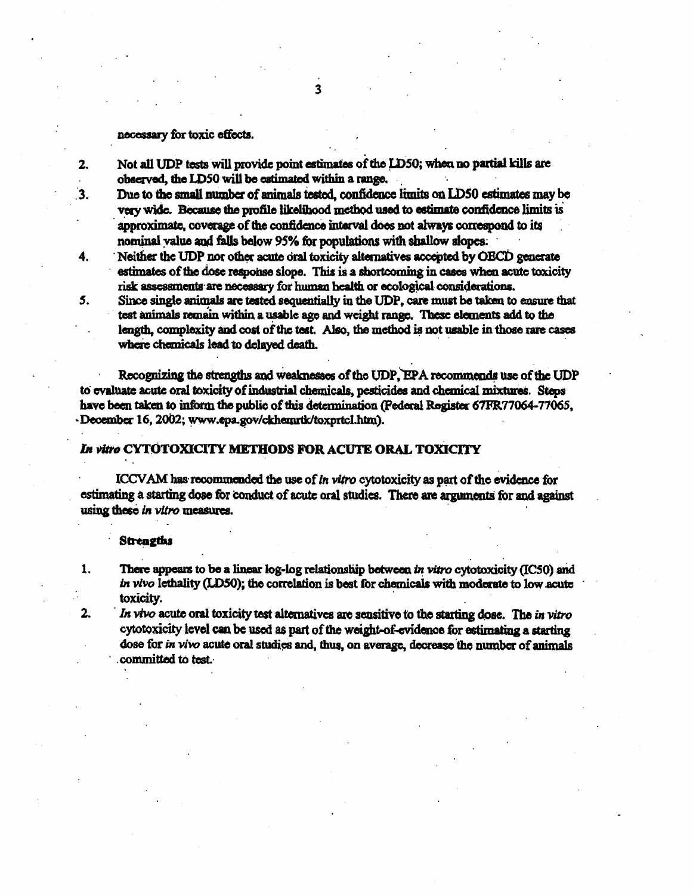necessary for toxic effects.

2. Not all UDP tests will provide point estimates of the LD50; when no partial kills are observed, the LD50 will be estimated within a range.
3. Due to the small number of animals tested, confidence limits on LD50 estimates may be very wide. Because the profile likelihood method used to estimate confidence limits is approximate, coverage of the confidence interval does not always correspond to its nominal value and falls below 95% for populations with shallow slopes.
4. Neither the UDP nor other acute oral toxicity alternatives accepted by OECD generate estimates of the dose response slope. This is a shortcoming in cases when acute toxicity risk assessments are necessary for human health or ecological considerations.
5. Since single animals are tested sequentially in the UDP, care must be taken to ensure that test animals remain within a usable age and weight range. These elements add to the length, complexity and cost of the test. Also, the method is not usable in those rare cases where chemicals lead to delayed death.

Recognizing the strengths and weaknesses of the UDP, EPA recommends use of the UDP to evaluate acute oral toxicity of industrial chemicals, pesticides and chemical mixtures. Steps have been taken to inform the public of this determination (Federal Register 67FR77064-77065, December 16, 2002; www.epa.gov/ckhemrtk/toxprtcl.htm).

## *In vitro* CYTOTOXICITY METHODS FOR ACUTE ORAL TOXICITY

ICCVAM has recommended the use of *in vitro* cytotoxicity as part of the evidence for estimating a starting dose for conduct of acute oral studies. There are arguments for and against using these *in vitro* measures.

### Strengths

1. There appears to be a linear log-log relationship between *in vitro* cytotoxicity (IC50) and *in vivo* lethality (LD50); the correlation is best for chemicals with moderate to low acute toxicity.
2. *In vivo* acute oral toxicity test alternatives are sensitive to the starting dose. The *in vitro* cytotoxicity level can be used as part of the weight-of-evidence for estimating a starting dose for *in vivo* acute oral studies and, thus, on average, decrease the number of animals committed to test.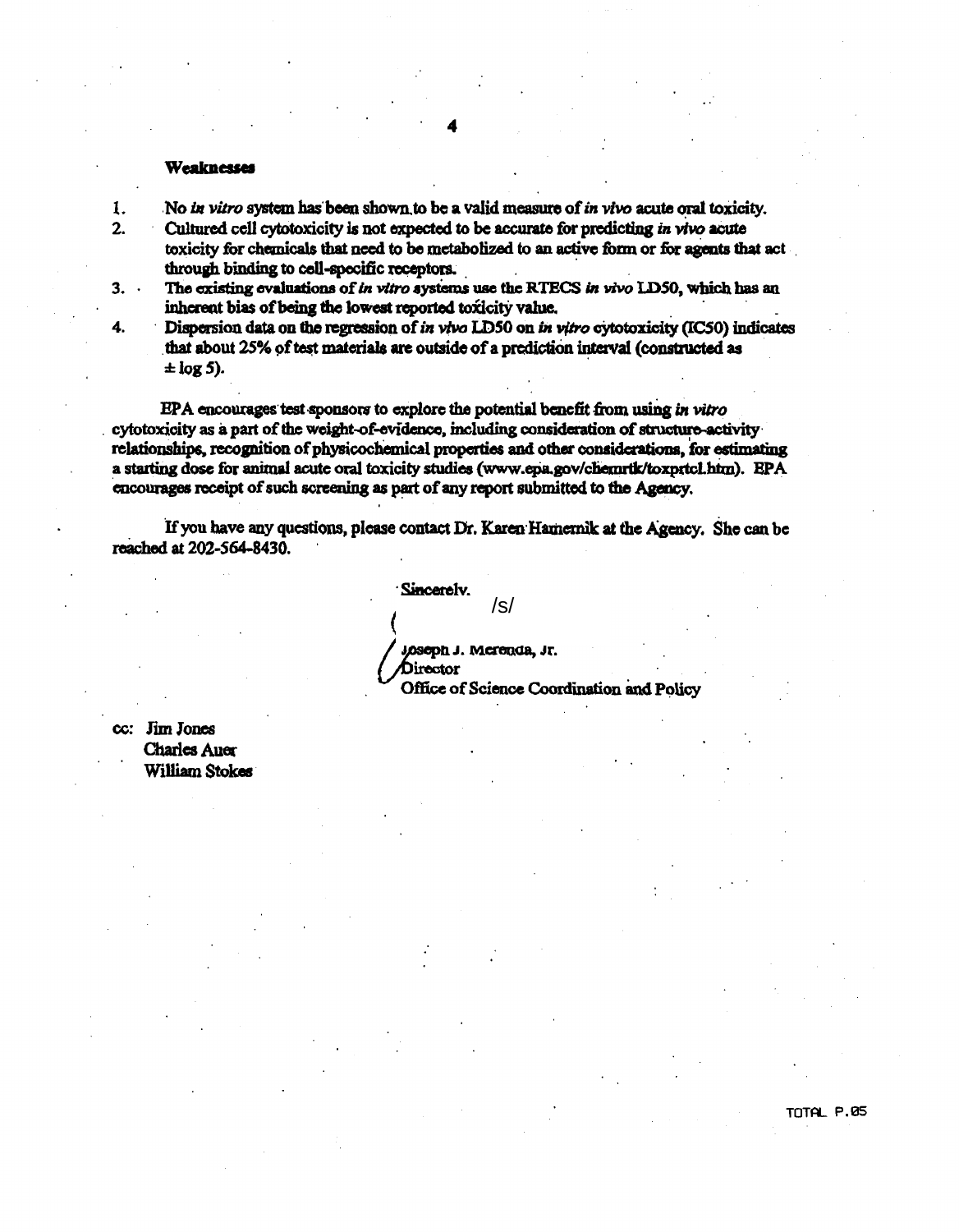**Weaknesses**

1. No *in vitro* system has been shown to be a valid measure of *in vivo* acute oral toxicity.
2. Cultured cell cytotoxicity is not expected to be accurate for predicting *in vivo* acute toxicity for chemicals that need to be metabolized to an active form or for agents that act through binding to cell-specific receptors.
3. The existing evaluations of *in vitro* systems use the RTECS *in vivo* LD50, which has an inherent bias of being the lowest reported toxicity value.
4. Dispersion data on the regression of *in vivo* LD50 on *in vitro* cytotoxicity (IC50) indicates that about 25% of test materials are outside of a prediction interval (constructed as $\pm \log 5$).

EPA encourages test sponsors to explore the potential benefit from using *in vitro* cytotoxicity as a part of the weight-of-evidence, including consideration of structure-activity relationships, recognition of physicochemical properties and other considerations, for estimating a starting dose for animal acute oral toxicity studies (www.epa.gov/chemrtk/toxprtcl.htm). EPA encourages receipt of such screening as part of any report submitted to the Agency.

If you have any questions, please contact Dr. Karen Hamernik at the Agency. She can be reached at 202-564-8430.

Sincerely.

/s/

Joseph J. Merenda, Jr.
Director
Office of Science Coordination and Policy

cc: Jim Jones
Charles Auer
William Stokes